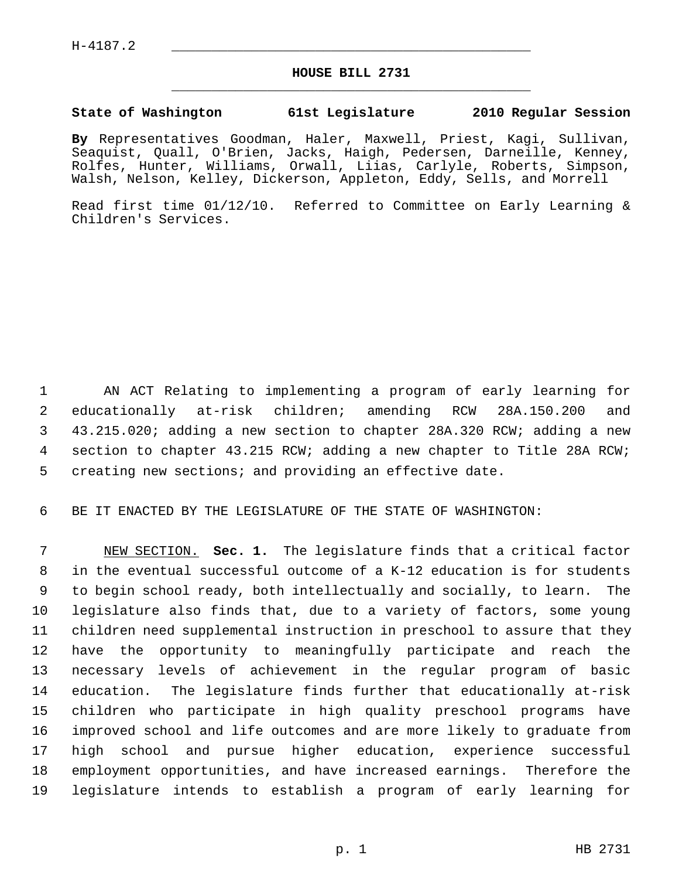H-4187.2

# HOUSE BILL 2731

**State of Washington 61st Legislature 2010 Regular Session**

**By** Representatives Goodman, Haler, Maxwell, Priest, Kagi, Sullivan, Seaquist, Quall, O'Brien, Jacks, Haigh, Pedersen, Darneille, Kenney, Rolfes, Hunter, Williams, Orwall, Liias, Carlyle, Roberts, Simpson, Walsh, Nelson, Kelley, Dickerson, Appleton, Eddy, Sells, and Morrell

Read first time 01/12/10. Referred to Committee on Early Learning & Children's Services.

AN ACT Relating to implementing a program of early learning for educationally at-risk children; amending RCW 28A.150.200 and 43.215.020; adding a new section to chapter 28A.320 RCW; adding a new section to chapter 43.215 RCW; adding a new chapter to Title 28A RCW; creating new sections; and providing an effective date.

BE IT ENACTED BY THE LEGISLATURE OF THE STATE OF WASHINGTON:

NEW SECTION. **Sec. 1.** The legislature finds that a critical factor in the eventual successful outcome of a K-12 education is for students to begin school ready, both intellectually and socially, to learn. The legislature also finds that, due to a variety of factors, some young children need supplemental instruction in preschool to assure that they have the opportunity to meaningfully participate and reach the necessary levels of achievement in the regular program of basic education. The legislature finds further that educationally at-risk children who participate in high quality preschool programs have improved school and life outcomes and are more likely to graduate from high school and pursue higher education, experience successful employment opportunities, and have increased earnings. Therefore the legislature intends to establish a program of early learning for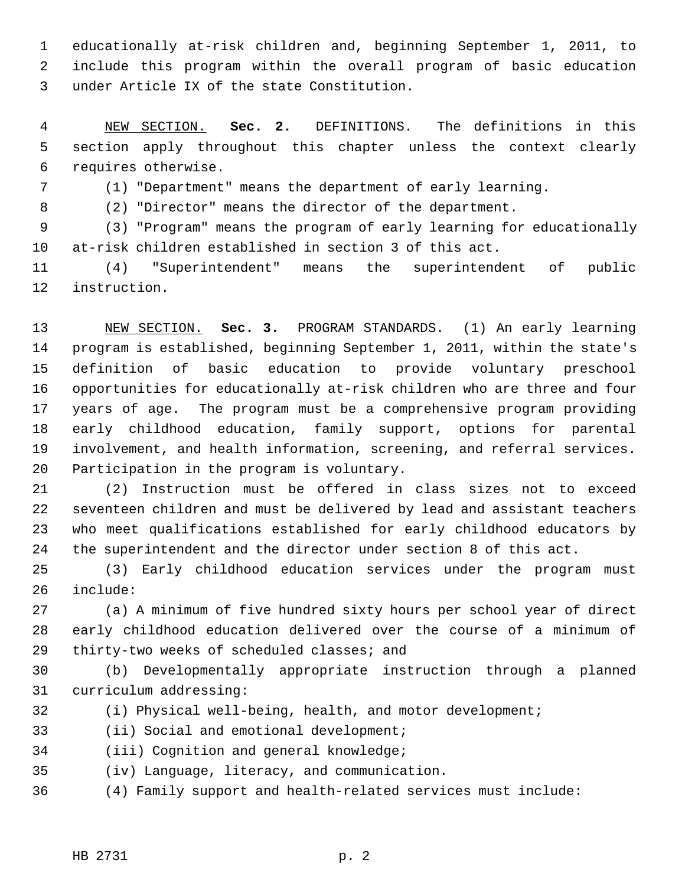educationally at-risk children and, beginning September 1, 2011, to include this program within the overall program of basic education under Article IX of the state Constitution.

NEW SECTION. **Sec. 2.** DEFINITIONS. The definitions in this section apply throughout this chapter unless the context clearly requires otherwise.

(1) "Department" means the department of early learning.

(2) "Director" means the director of the department.

(3) "Program" means the program of early learning for educationally at-risk children established in section 3 of this act.

(4) "Superintendent" means the superintendent of public instruction.

NEW SECTION. **Sec. 3.** PROGRAM STANDARDS. (1) An early learning program is established, beginning September 1, 2011, within the state's definition of basic education to provide voluntary preschool opportunities for educationally at-risk children who are three and four years of age. The program must be a comprehensive program providing early childhood education, family support, options for parental involvement, and health information, screening, and referral services. Participation in the program is voluntary.

(2) Instruction must be offered in class sizes not to exceed seventeen children and must be delivered by lead and assistant teachers who meet qualifications established for early childhood educators by the superintendent and the director under section 8 of this act.

(3) Early childhood education services under the program must include:

(a) A minimum of five hundred sixty hours per school year of direct early childhood education delivered over the course of a minimum of thirty-two weeks of scheduled classes; and

(b) Developmentally appropriate instruction through a planned curriculum addressing:

(i) Physical well-being, health, and motor development;

(ii) Social and emotional development;

(iii) Cognition and general knowledge;

(iv) Language, literacy, and communication.

(4) Family support and health-related services must include: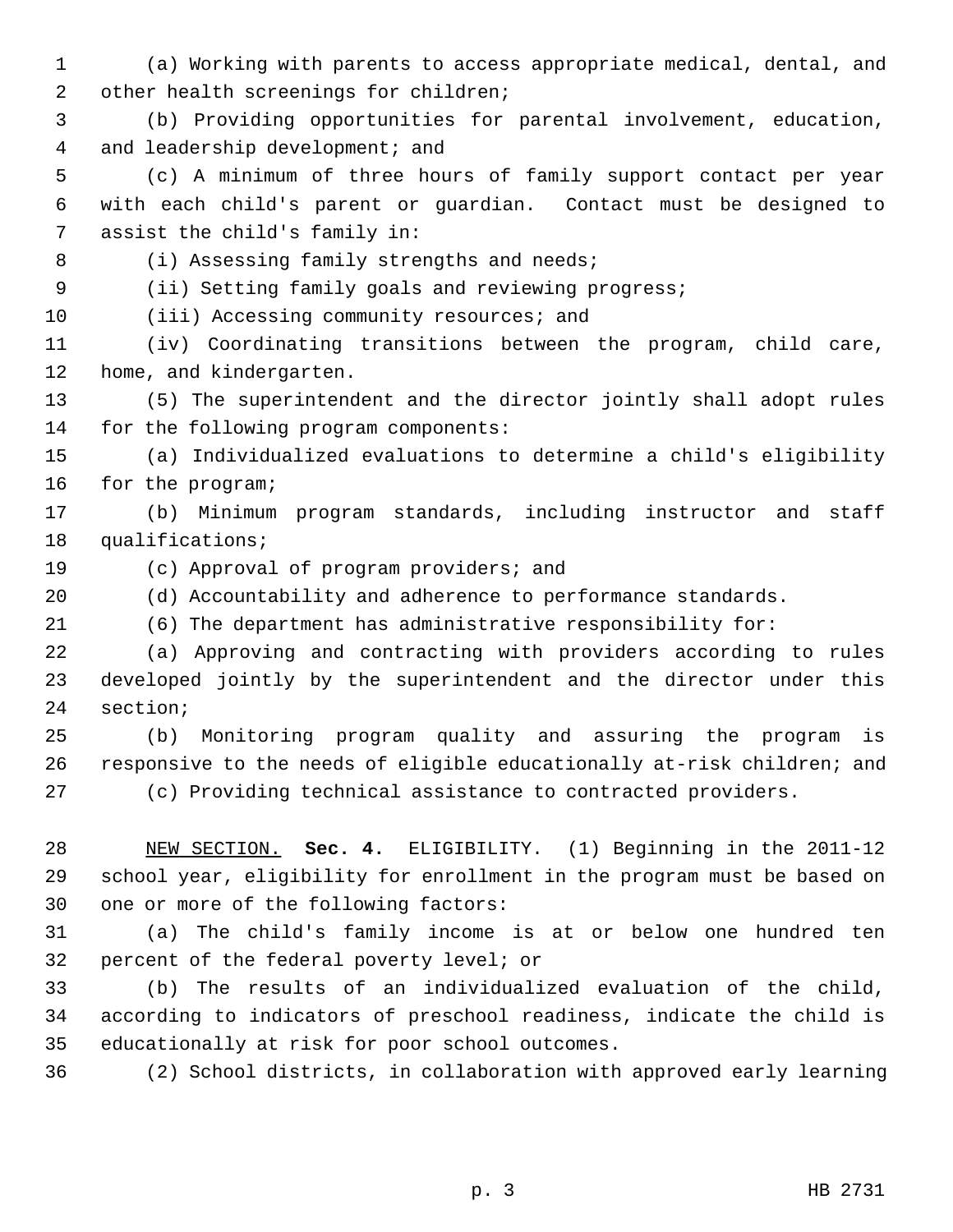(a) Working with parents to access appropriate medical, dental, and other health screenings for children;

(b) Providing opportunities for parental involvement, education, and leadership development; and

(c) A minimum of three hours of family support contact per year with each child's parent or guardian. Contact must be designed to assist the child's family in:

(i) Assessing family strengths and needs;

(ii) Setting family goals and reviewing progress;

(iii) Accessing community resources; and

(iv) Coordinating transitions between the program, child care, home, and kindergarten.

(5) The superintendent and the director jointly shall adopt rules for the following program components:

(a) Individualized evaluations to determine a child's eligibility for the program;

(b) Minimum program standards, including instructor and staff qualifications;

(c) Approval of program providers; and

(d) Accountability and adherence to performance standards.

(6) The department has administrative responsibility for:

(a) Approving and contracting with providers according to rules developed jointly by the superintendent and the director under this section;

(b) Monitoring program quality and assuring the program is responsive to the needs of eligible educationally at-risk children; and

(c) Providing technical assistance to contracted providers.

NEW SECTION. **Sec. 4.** ELIGIBILITY. (1) Beginning in the 2011-12 school year, eligibility for enrollment in the program must be based on one or more of the following factors:

(a) The child's family income is at or below one hundred ten percent of the federal poverty level; or

(b) The results of an individualized evaluation of the child, according to indicators of preschool readiness, indicate the child is educationally at risk for poor school outcomes.

(2) School districts, in collaboration with approved early learning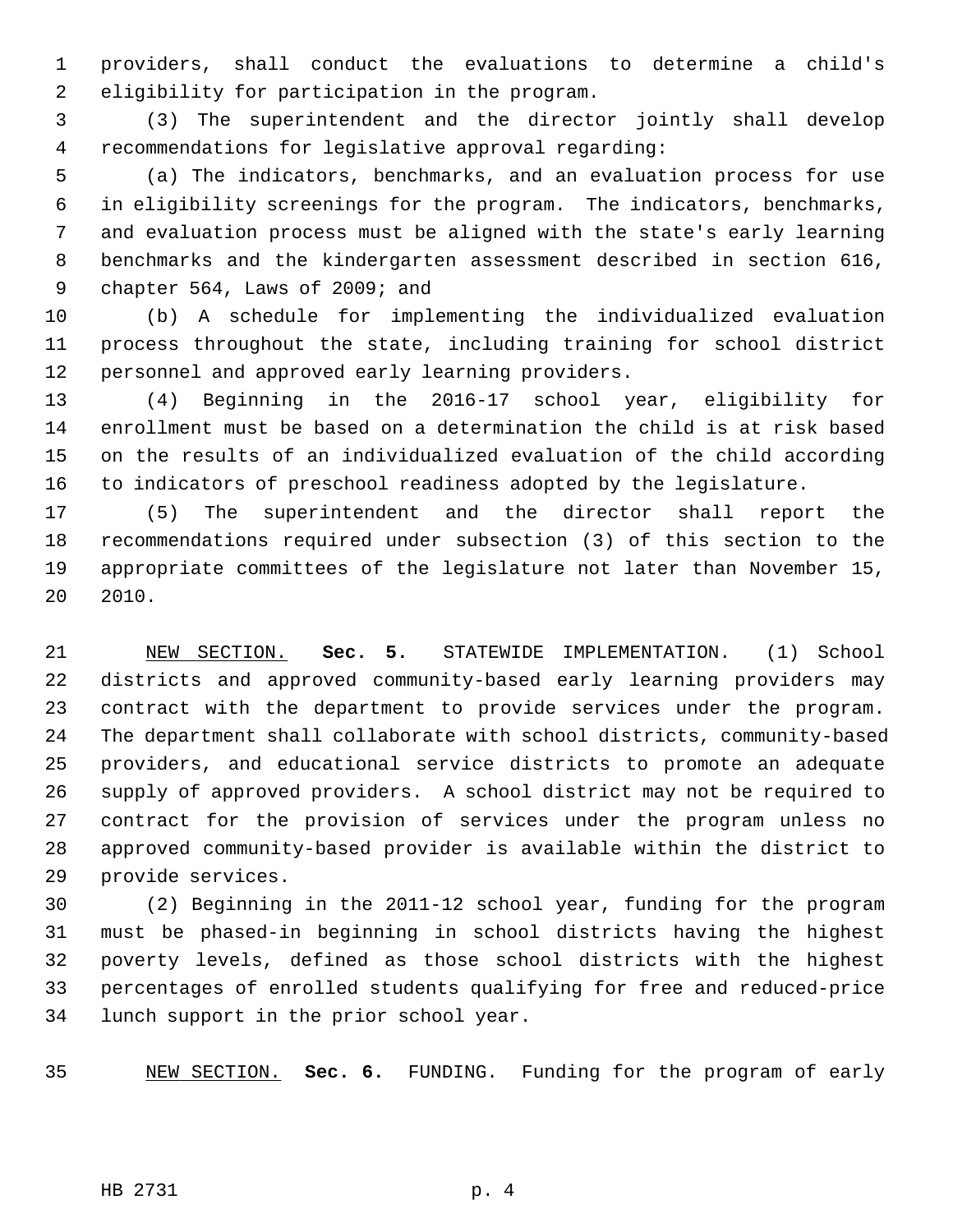providers, shall conduct the evaluations to determine a child's eligibility for participation in the program.

(3) The superintendent and the director jointly shall develop recommendations for legislative approval regarding:

(a) The indicators, benchmarks, and an evaluation process for use in eligibility screenings for the program. The indicators, benchmarks, and evaluation process must be aligned with the state's early learning benchmarks and the kindergarten assessment described in section 616, chapter 564, Laws of 2009; and

(b) A schedule for implementing the individualized evaluation process throughout the state, including training for school district personnel and approved early learning providers.

(4) Beginning in the 2016-17 school year, eligibility for enrollment must be based on a determination the child is at risk based on the results of an individualized evaluation of the child according to indicators of preschool readiness adopted by the legislature.

(5) The superintendent and the director shall report the recommendations required under subsection (3) of this section to the appropriate committees of the legislature not later than November 15, 2010.

NEW SECTION. **Sec. 5.** STATEWIDE IMPLEMENTATION. (1) School districts and approved community-based early learning providers may contract with the department to provide services under the program. The department shall collaborate with school districts, community-based providers, and educational service districts to promote an adequate supply of approved providers. A school district may not be required to contract for the provision of services under the program unless no approved community-based provider is available within the district to provide services.

(2) Beginning in the 2011-12 school year, funding for the program must be phased-in beginning in school districts having the highest poverty levels, defined as those school districts with the highest percentages of enrolled students qualifying for free and reduced-price lunch support in the prior school year.

NEW SECTION. **Sec. 6.** FUNDING. Funding for the program of early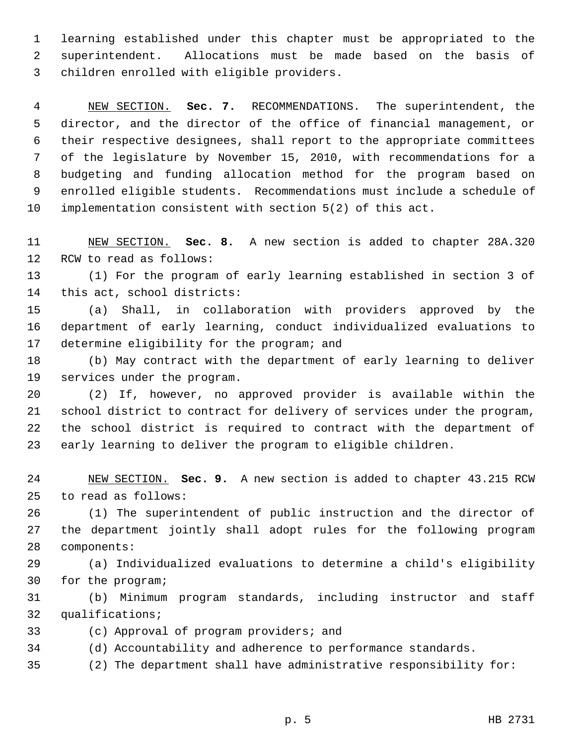learning established under this chapter must be appropriated to the superintendent. Allocations must be made based on the basis of children enrolled with eligible providers.

NEW SECTION. **Sec. 7.** RECOMMENDATIONS. The superintendent, the director, and the director of the office of financial management, or their respective designees, shall report to the appropriate committees of the legislature by November 15, 2010, with recommendations for a budgeting and funding allocation method for the program based on enrolled eligible students. Recommendations must include a schedule of implementation consistent with section 5(2) of this act.

NEW SECTION. **Sec. 8.** A new section is added to chapter 28A.320 RCW to read as follows:

(1) For the program of early learning established in section 3 of this act, school districts:

(a) Shall, in collaboration with providers approved by the department of early learning, conduct individualized evaluations to determine eligibility for the program; and

(b) May contract with the department of early learning to deliver services under the program.

(2) If, however, no approved provider is available within the school district to contract for delivery of services under the program, the school district is required to contract with the department of early learning to deliver the program to eligible children.

NEW SECTION. **Sec. 9.** A new section is added to chapter 43.215 RCW to read as follows:

(1) The superintendent of public instruction and the director of the department jointly shall adopt rules for the following program components:

(a) Individualized evaluations to determine a child's eligibility for the program;

(b) Minimum program standards, including instructor and staff qualifications;

(c) Approval of program providers; and

(d) Accountability and adherence to performance standards.

(2) The department shall have administrative responsibility for: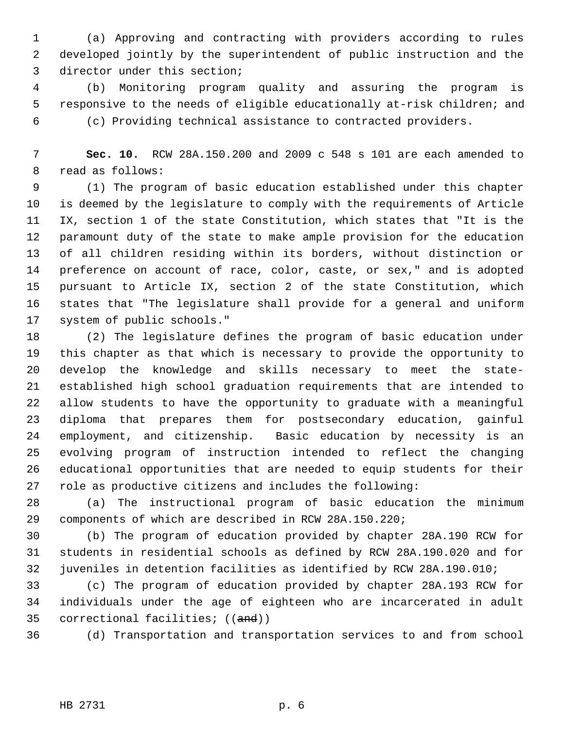(a) Approving and contracting with providers according to rules developed jointly by the superintendent of public instruction and the director under this section;

(b) Monitoring program quality and assuring the program is responsive to the needs of eligible educationally at-risk children; and

(c) Providing technical assistance to contracted providers.

**Sec. 10.** RCW 28A.150.200 and 2009 c 548 s 101 are each amended to read as follows:

(1) The program of basic education established under this chapter is deemed by the legislature to comply with the requirements of Article IX, section 1 of the state Constitution, which states that "It is the paramount duty of the state to make ample provision for the education of all children residing within its borders, without distinction or preference on account of race, color, caste, or sex," and is adopted pursuant to Article IX, section 2 of the state Constitution, which states that "The legislature shall provide for a general and uniform system of public schools."

(2) The legislature defines the program of basic education under this chapter as that which is necessary to provide the opportunity to develop the knowledge and skills necessary to meet the state-established high school graduation requirements that are intended to allow students to have the opportunity to graduate with a meaningful diploma that prepares them for postsecondary education, gainful employment, and citizenship. Basic education by necessity is an evolving program of instruction intended to reflect the changing educational opportunities that are needed to equip students for their role as productive citizens and includes the following:

(a) The instructional program of basic education the minimum components of which are described in RCW 28A.150.220;

(b) The program of education provided by chapter 28A.190 RCW for students in residential schools as defined by RCW 28A.190.020 and for juveniles in detention facilities as identified by RCW 28A.190.010;

(c) The program of education provided by chapter 28A.193 RCW for individuals under the age of eighteen who are incarcerated in adult correctional facilities; ((~~and~~))

(d) Transportation and transportation services to and from school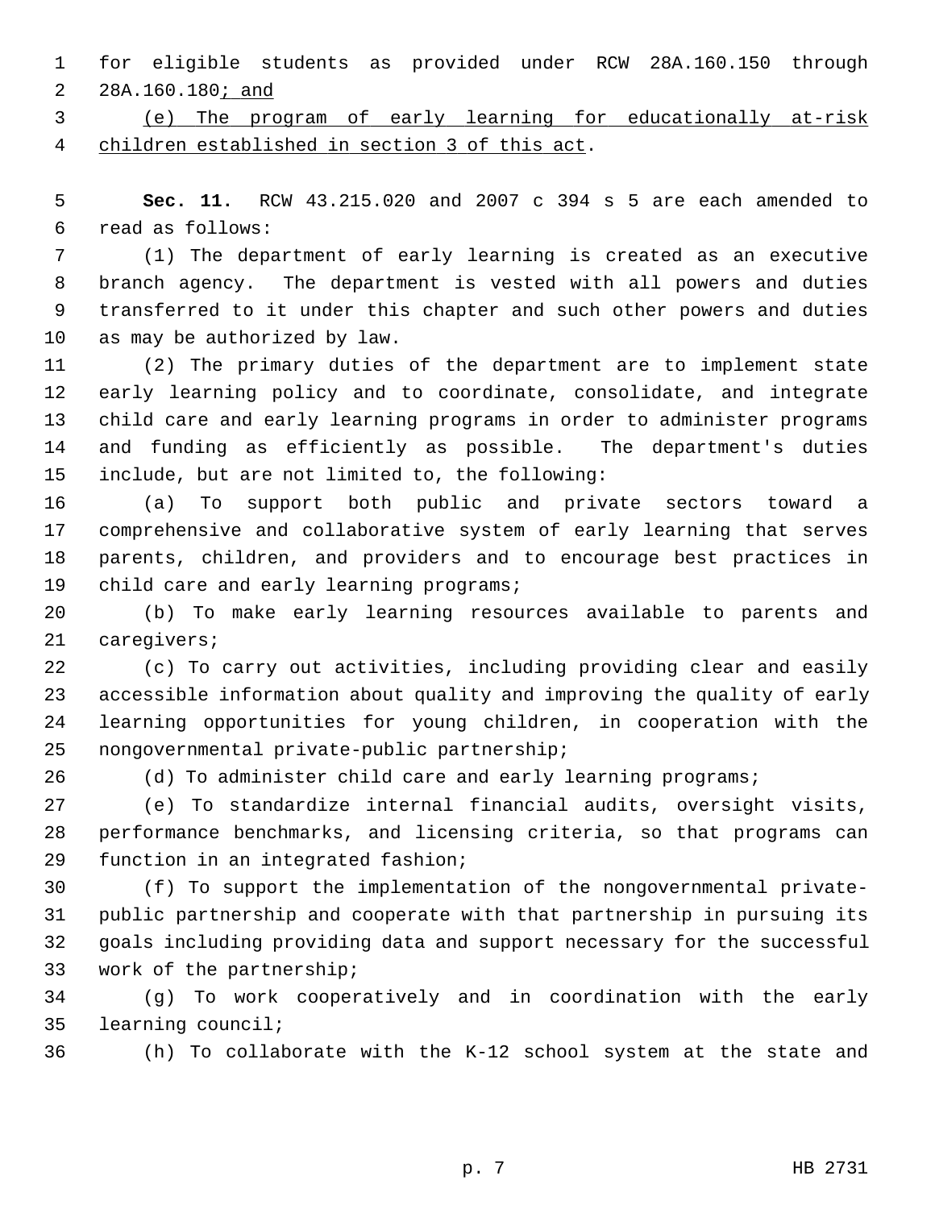for eligible students as provided under RCW 28A.160.150 through 28A.160.180; and

(e) The program of early learning for educationally at-risk children established in section 3 of this act.

**Sec. 11.** RCW 43.215.020 and 2007 c 394 s 5 are each amended to read as follows:

(1) The department of early learning is created as an executive branch agency. The department is vested with all powers and duties transferred to it under this chapter and such other powers and duties as may be authorized by law.

(2) The primary duties of the department are to implement state early learning policy and to coordinate, consolidate, and integrate child care and early learning programs in order to administer programs and funding as efficiently as possible. The department's duties include, but are not limited to, the following:

(a) To support both public and private sectors toward a comprehensive and collaborative system of early learning that serves parents, children, and providers and to encourage best practices in child care and early learning programs;

(b) To make early learning resources available to parents and caregivers;

(c) To carry out activities, including providing clear and easily accessible information about quality and improving the quality of early learning opportunities for young children, in cooperation with the nongovernmental private-public partnership;

(d) To administer child care and early learning programs;

(e) To standardize internal financial audits, oversight visits, performance benchmarks, and licensing criteria, so that programs can function in an integrated fashion;

(f) To support the implementation of the nongovernmental private-public partnership and cooperate with that partnership in pursuing its goals including providing data and support necessary for the successful work of the partnership;

(g) To work cooperatively and in coordination with the early learning council;

(h) To collaborate with the K-12 school system at the state and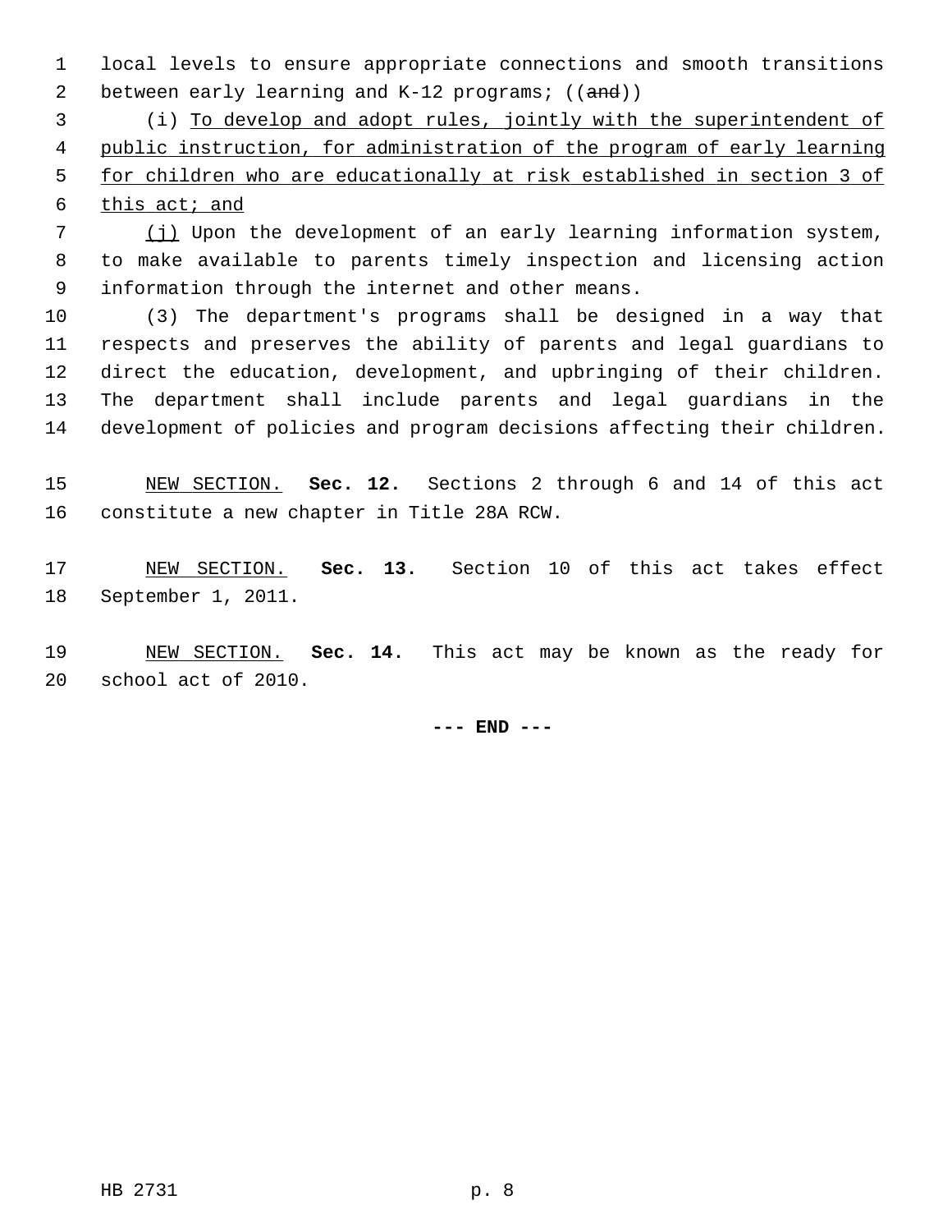local levels to ensure appropriate connections and smooth transitions between early learning and K-12 programs; ((~~and~~))

(i) <u>To develop and adopt rules, jointly with the superintendent of public instruction, for administration of the program of early learning for children who are educationally at risk established in section 3 of this act; and</u>

<u>(j)</u> Upon the development of an early learning information system, to make available to parents timely inspection and licensing action information through the internet and other means.

(3) The department's programs shall be designed in a way that respects and preserves the ability of parents and legal guardians to direct the education, development, and upbringing of their children. The department shall include parents and legal guardians in the development of policies and program decisions affecting their children.

<u>NEW SECTION.</u> **Sec. 12.** Sections 2 through 6 and 14 of this act constitute a new chapter in Title 28A RCW.

<u>NEW SECTION.</u> **Sec. 13.** Section 10 of this act takes effect September 1, 2011.

<u>NEW SECTION.</u> **Sec. 14.** This act may be known as the ready for school act of 2010.

**--- END ---**